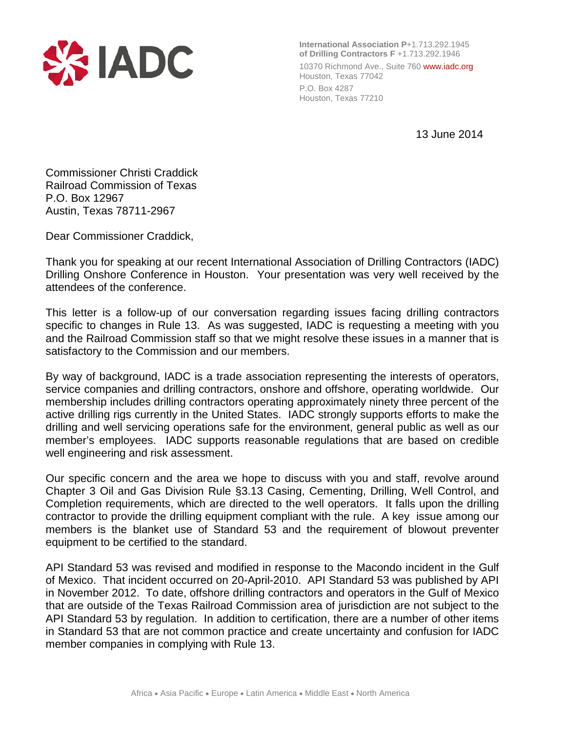IADC

**International Association of Drilling Contractors**
**P** +1.713.292.1945
**F** +1.713.292.1946
10370 Richmond Ave., Suite 760
Houston, Texas 77042
P.O. Box 4287
Houston, Texas 77210
www.iadc.org

13 June 2014

Commissioner Christi Craddick
Railroad Commission of Texas
P.O. Box 12967
Austin, Texas 78711-2967

Dear Commissioner Craddick,

Thank you for speaking at our recent International Association of Drilling Contractors (IADC) Drilling Onshore Conference in Houston. Your presentation was very well received by the attendees of the conference.

This letter is a follow-up of our conversation regarding issues facing drilling contractors specific to changes in Rule 13. As was suggested, IADC is requesting a meeting with you and the Railroad Commission staff so that we might resolve these issues in a manner that is satisfactory to the Commission and our members.

By way of background, IADC is a trade association representing the interests of operators, service companies and drilling contractors, onshore and offshore, operating worldwide. Our membership includes drilling contractors operating approximately ninety three percent of the active drilling rigs currently in the United States. IADC strongly supports efforts to make the drilling and well servicing operations safe for the environment, general public as well as our member's employees. IADC supports reasonable regulations that are based on credible well engineering and risk assessment.

Our specific concern and the area we hope to discuss with you and staff, revolve around Chapter 3 Oil and Gas Division Rule §3.13 Casing, Cementing, Drilling, Well Control, and Completion requirements, which are directed to the well operators. It falls upon the drilling contractor to provide the drilling equipment compliant with the rule. A key issue among our members is the blanket use of Standard 53 and the requirement of blowout preventer equipment to be certified to the standard.

API Standard 53 was revised and modified in response to the Macondo incident in the Gulf of Mexico. That incident occurred on 20-April-2010. API Standard 53 was published by API in November 2012. To date, offshore drilling contractors and operators in the Gulf of Mexico that are outside of the Texas Railroad Commission area of jurisdiction are not subject to the API Standard 53 by regulation. In addition to certification, there are a number of other items in Standard 53 that are not common practice and create uncertainty and confusion for IADC member companies in complying with Rule 13.

Africa • Asia Pacific • Europe • Latin America • Middle East • North America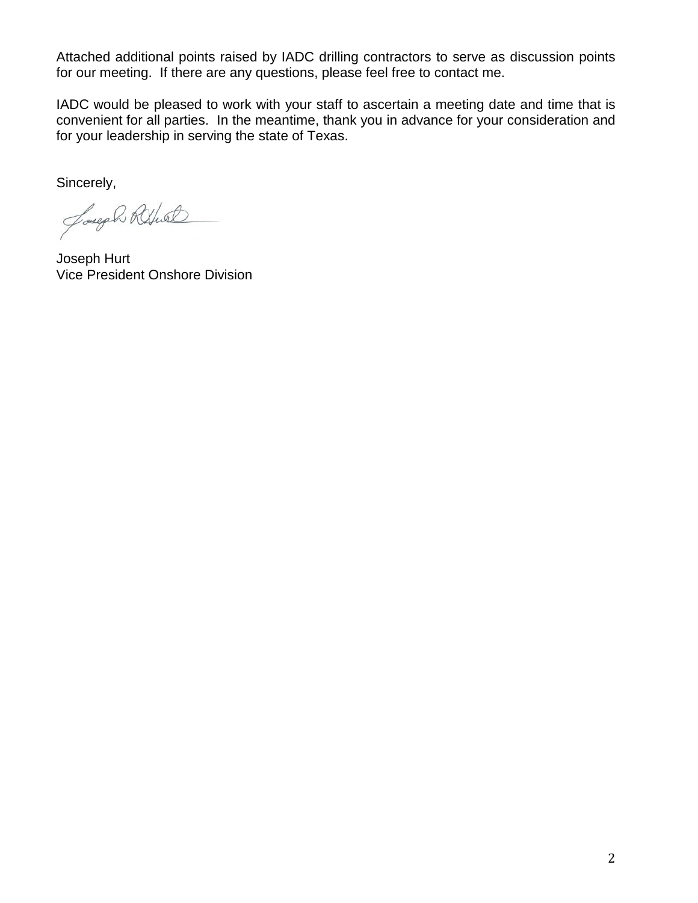Attached additional points raised by IADC drilling contractors to serve as discussion points for our meeting. If there are any questions, please feel free to contact me.

IADC would be pleased to work with your staff to ascertain a meeting date and time that is convenient for all parties. In the meantime, thank you in advance for your consideration and for your leadership in serving the state of Texas.

Sincerely,

Joseph Hurt
Vice President Onshore Division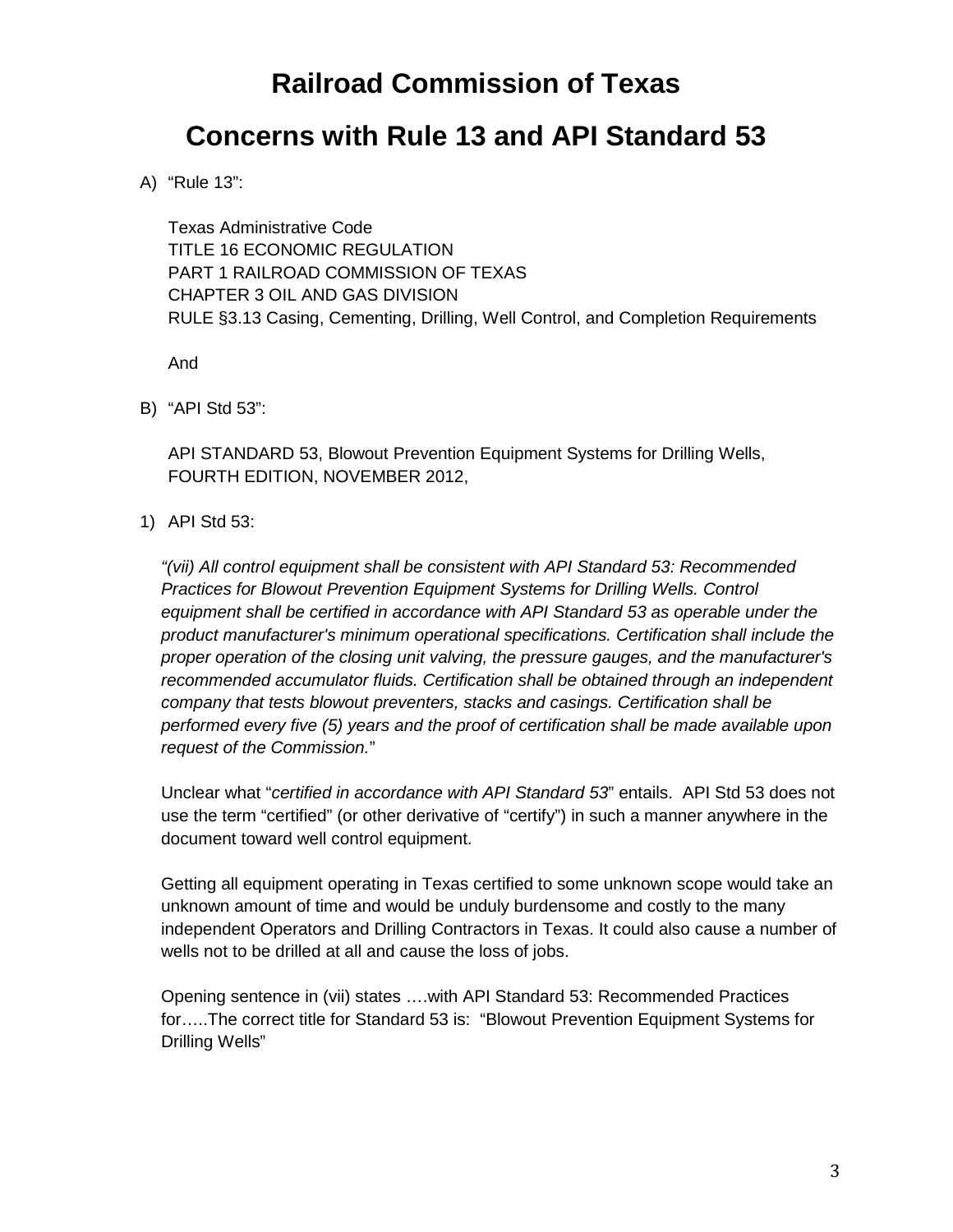# Railroad Commission of Texas

# Concerns with Rule 13 and API Standard 53

A) "Rule 13":

   Texas Administrative Code
   TITLE 16 ECONOMIC REGULATION
   PART 1 RAILROAD COMMISSION OF TEXAS
   CHAPTER 3 OIL AND GAS DIVISION
   RULE §3.13 Casing, Cementing, Drilling, Well Control, and Completion Requirements

   And

B) "API Std 53":

   API STANDARD 53, Blowout Prevention Equipment Systems for Drilling Wells, FOURTH EDITION, NOVEMBER 2012,

1) API Std 53:

   *"(vii) All control equipment shall be consistent with API Standard 53: Recommended Practices for Blowout Prevention Equipment Systems for Drilling Wells. Control equipment shall be certified in accordance with API Standard 53 as operable under the product manufacturer's minimum operational specifications. Certification shall include the proper operation of the closing unit valving, the pressure gauges, and the manufacturer's recommended accumulator fluids. Certification shall be obtained through an independent company that tests blowout preventers, stacks and casings. Certification shall be performed every five (5) years and the proof of certification shall be made available upon request of the Commission.*"

   Unclear what "*certified in accordance with API Standard 53*" entails. API Std 53 does not use the term "certified" (or other derivative of "certify") in such a manner anywhere in the document toward well control equipment.

   Getting all equipment operating in Texas certified to some unknown scope would take an unknown amount of time and would be unduly burdensome and costly to the many independent Operators and Drilling Contractors in Texas. It could also cause a number of wells not to be drilled at all and cause the loss of jobs.

   Opening sentence in (vii) states ….with API Standard 53: Recommended Practices for…..The correct title for Standard 53 is: "Blowout Prevention Equipment Systems for Drilling Wells"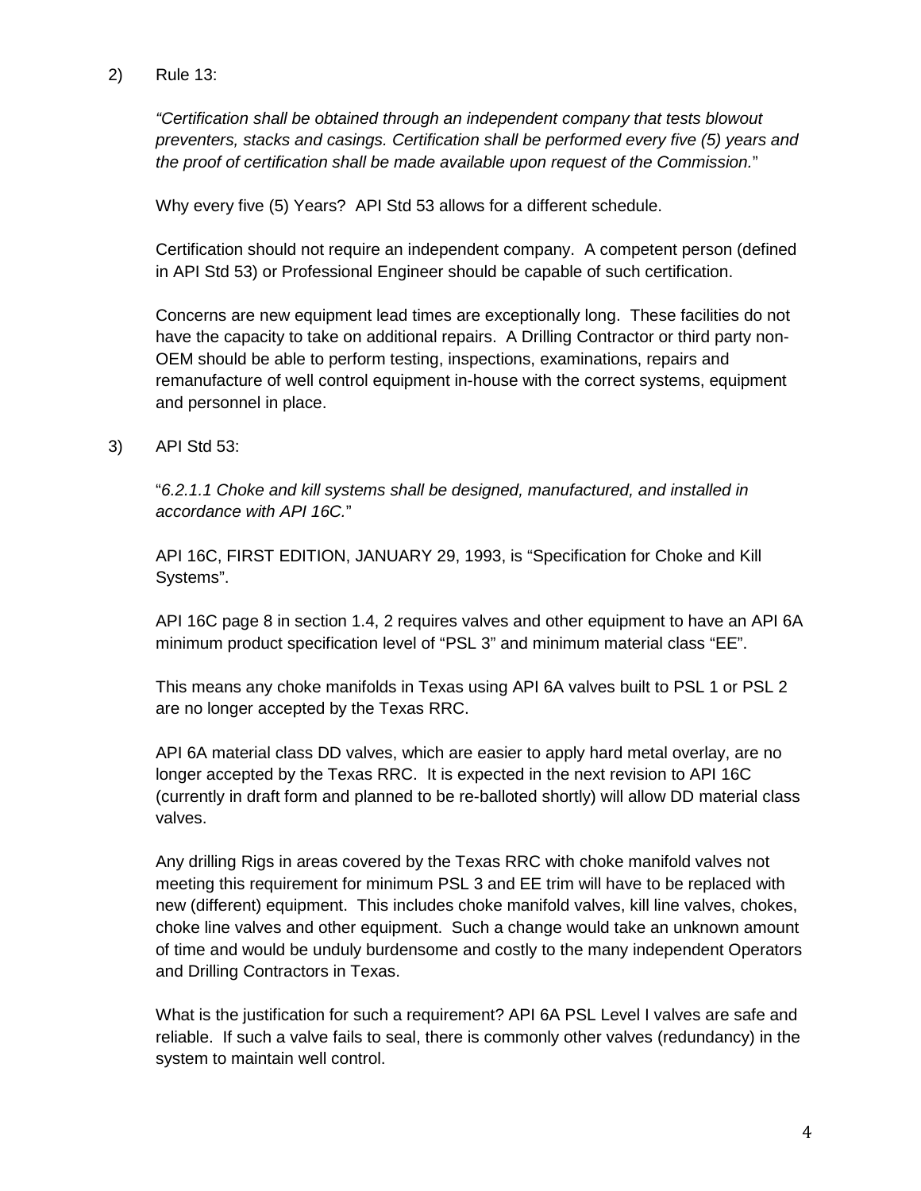2) Rule 13:

*"Certification shall be obtained through an independent company that tests blowout preventers, stacks and casings. Certification shall be performed every five (5) years and the proof of certification shall be made available upon request of the Commission.*"

Why every five (5) Years? API Std 53 allows for a different schedule.

Certification should not require an independent company. A competent person (defined in API Std 53) or Professional Engineer should be capable of such certification.

Concerns are new equipment lead times are exceptionally long. These facilities do not have the capacity to take on additional repairs. A Drilling Contractor or third party non-OEM should be able to perform testing, inspections, examinations, repairs and remanufacture of well control equipment in-house with the correct systems, equipment and personnel in place.

3) API Std 53:

"*6.2.1.1 Choke and kill systems shall be designed, manufactured, and installed in accordance with API 16C.*"

API 16C, FIRST EDITION, JANUARY 29, 1993, is "Specification for Choke and Kill Systems".

API 16C page 8 in section 1.4, 2 requires valves and other equipment to have an API 6A minimum product specification level of "PSL 3" and minimum material class "EE".

This means any choke manifolds in Texas using API 6A valves built to PSL 1 or PSL 2 are no longer accepted by the Texas RRC.

API 6A material class DD valves, which are easier to apply hard metal overlay, are no longer accepted by the Texas RRC. It is expected in the next revision to API 16C (currently in draft form and planned to be re-balloted shortly) will allow DD material class valves.

Any drilling Rigs in areas covered by the Texas RRC with choke manifold valves not meeting this requirement for minimum PSL 3 and EE trim will have to be replaced with new (different) equipment. This includes choke manifold valves, kill line valves, chokes, choke line valves and other equipment. Such a change would take an unknown amount of time and would be unduly burdensome and costly to the many independent Operators and Drilling Contractors in Texas.

What is the justification for such a requirement? API 6A PSL Level I valves are safe and reliable. If such a valve fails to seal, there is commonly other valves (redundancy) in the system to maintain well control.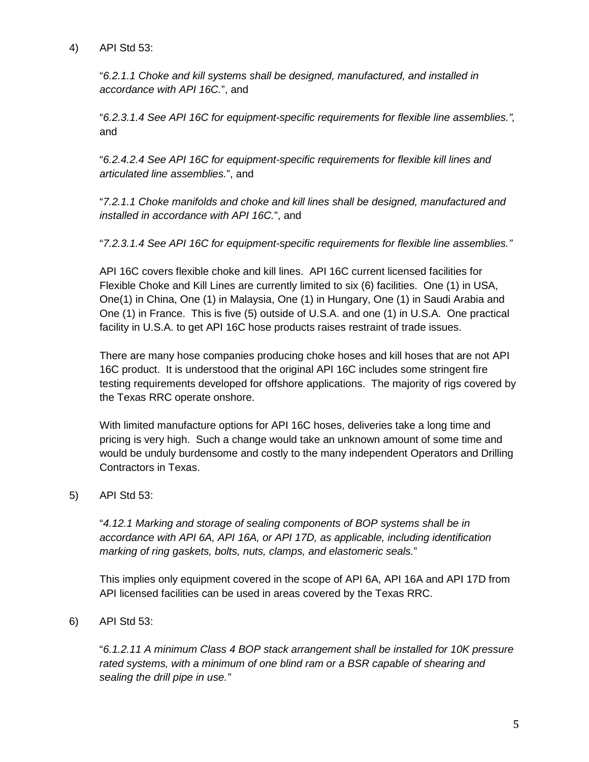4) API Std 53:

"*6.2.1.1 Choke and kill systems shall be designed, manufactured, and installed in accordance with API 16C.*", and

"*6.2.3.1.4 See API 16C for equipment-specific requirements for flexible line assemblies.",* and

"*6.2.4.2.4 See API 16C for equipment-specific requirements for flexible kill lines and articulated line assemblies.*", and

"*7.2.1.1 Choke manifolds and choke and kill lines shall be designed, manufactured and installed in accordance with API 16C.*", and

"*7.2.3.1.4 See API 16C for equipment-specific requirements for flexible line assemblies."*

API 16C covers flexible choke and kill lines. API 16C current licensed facilities for Flexible Choke and Kill Lines are currently limited to six (6) facilities. One (1) in USA, One(1) in China, One (1) in Malaysia, One (1) in Hungary, One (1) in Saudi Arabia and One (1) in France. This is five (5) outside of U.S.A. and one (1) in U.S.A. One practical facility in U.S.A. to get API 16C hose products raises restraint of trade issues.

There are many hose companies producing choke hoses and kill hoses that are not API 16C product. It is understood that the original API 16C includes some stringent fire testing requirements developed for offshore applications. The majority of rigs covered by the Texas RRC operate onshore.

With limited manufacture options for API 16C hoses, deliveries take a long time and pricing is very high. Such a change would take an unknown amount of some time and would be unduly burdensome and costly to the many independent Operators and Drilling Contractors in Texas.

5) API Std 53:

"*4.12.1 Marking and storage of sealing components of BOP systems shall be in accordance with API 6A, API 16A, or API 17D, as applicable, including identification marking of ring gaskets, bolts, nuts, clamps, and elastomeric seals.*"

This implies only equipment covered in the scope of API 6A, API 16A and API 17D from API licensed facilities can be used in areas covered by the Texas RRC.

6) API Std 53:

"*6.1.2.11 A minimum Class 4 BOP stack arrangement shall be installed for 10K pressure rated systems, with a minimum of one blind ram or a BSR capable of shearing and sealing the drill pipe in use."*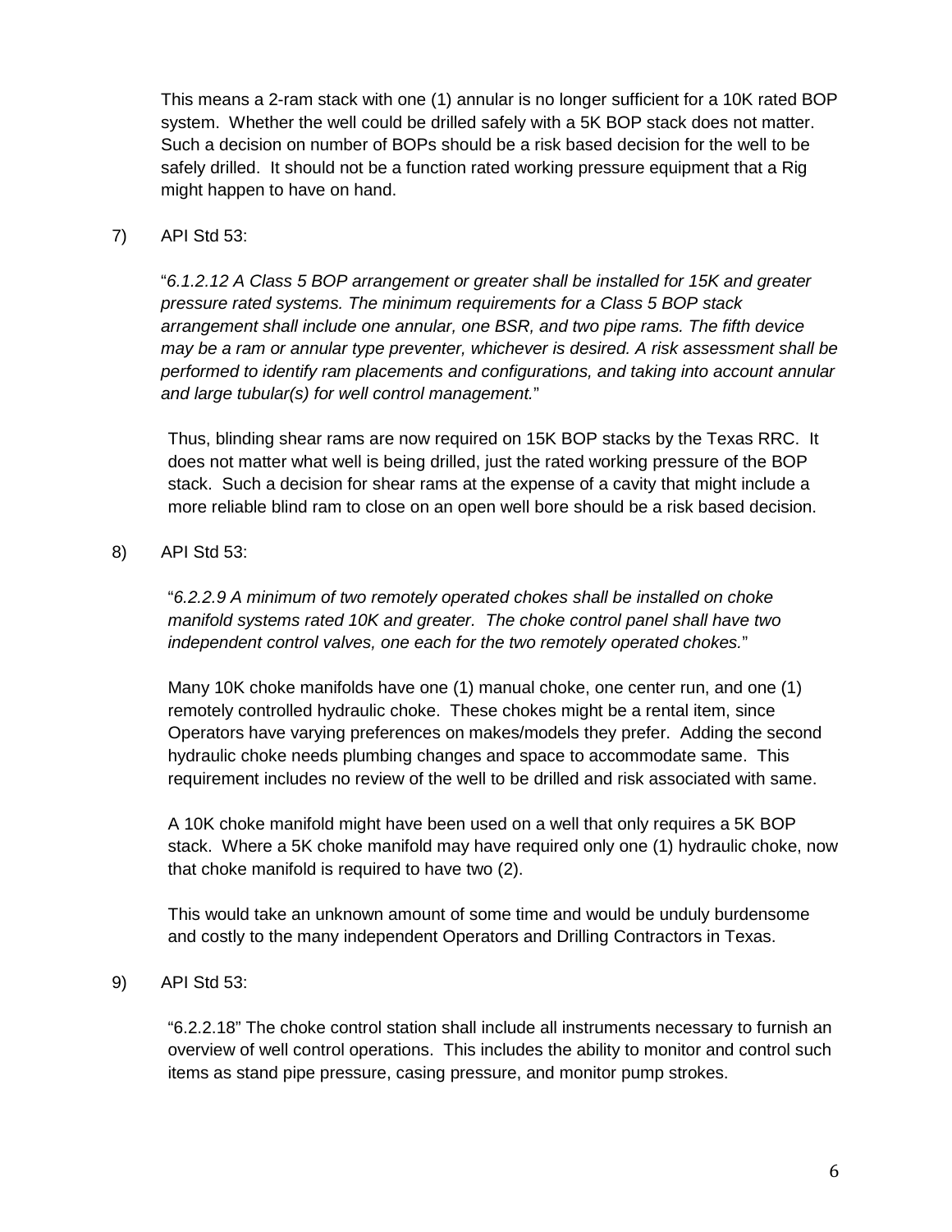This means a 2-ram stack with one (1) annular is no longer sufficient for a 10K rated BOP system. Whether the well could be drilled safely with a 5K BOP stack does not matter. Such a decision on number of BOPs should be a risk based decision for the well to be safely drilled. It should not be a function rated working pressure equipment that a Rig might happen to have on hand.

7) API Std 53:

"*6.1.2.12 A Class 5 BOP arrangement or greater shall be installed for 15K and greater pressure rated systems. The minimum requirements for a Class 5 BOP stack arrangement shall include one annular, one BSR, and two pipe rams. The fifth device may be a ram or annular type preventer, whichever is desired. A risk assessment shall be performed to identify ram placements and configurations, and taking into account annular and large tubular(s) for well control management.*"

Thus, blinding shear rams are now required on 15K BOP stacks by the Texas RRC. It does not matter what well is being drilled, just the rated working pressure of the BOP stack. Such a decision for shear rams at the expense of a cavity that might include a more reliable blind ram to close on an open well bore should be a risk based decision.

8) API Std 53:

"*6.2.2.9 A minimum of two remotely operated chokes shall be installed on choke manifold systems rated 10K and greater. The choke control panel shall have two independent control valves, one each for the two remotely operated chokes.*"

Many 10K choke manifolds have one (1) manual choke, one center run, and one (1) remotely controlled hydraulic choke. These chokes might be a rental item, since Operators have varying preferences on makes/models they prefer. Adding the second hydraulic choke needs plumbing changes and space to accommodate same. This requirement includes no review of the well to be drilled and risk associated with same.

A 10K choke manifold might have been used on a well that only requires a 5K BOP stack. Where a 5K choke manifold may have required only one (1) hydraulic choke, now that choke manifold is required to have two (2).

This would take an unknown amount of some time and would be unduly burdensome and costly to the many independent Operators and Drilling Contractors in Texas.

9) API Std 53:

"6.2.2.18" The choke control station shall include all instruments necessary to furnish an overview of well control operations. This includes the ability to monitor and control such items as stand pipe pressure, casing pressure, and monitor pump strokes.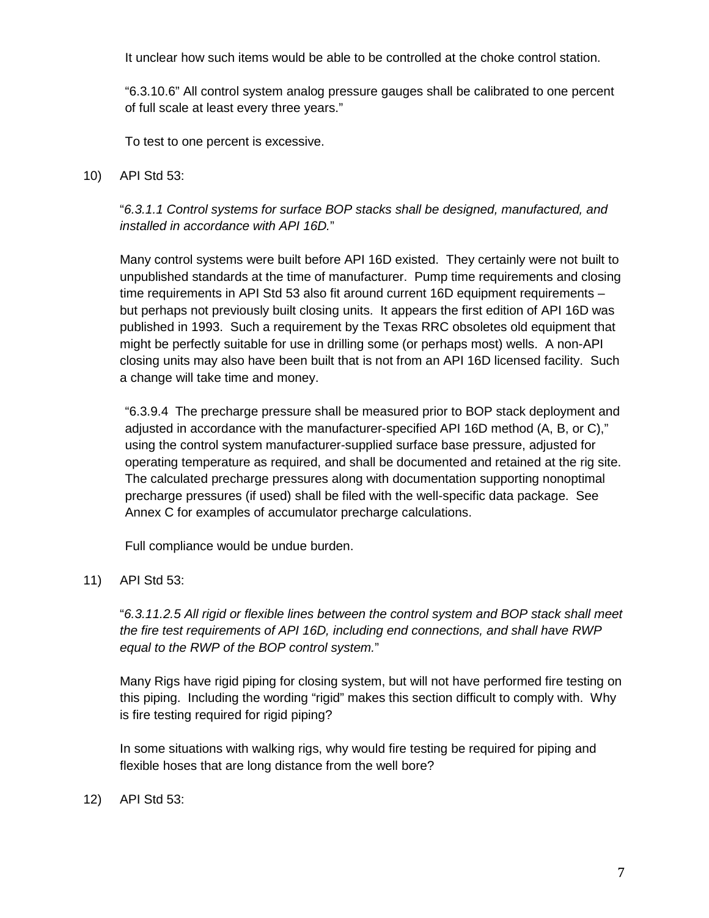It unclear how such items would be able to be controlled at the choke control station.

"6.3.10.6" All control system analog pressure gauges shall be calibrated to one percent of full scale at least every three years."

To test to one percent is excessive.

10) API Std 53:

"*6.3.1.1 Control systems for surface BOP stacks shall be designed, manufactured, and installed in accordance with API 16D.*"

Many control systems were built before API 16D existed. They certainly were not built to unpublished standards at the time of manufacturer. Pump time requirements and closing time requirements in API Std 53 also fit around current 16D equipment requirements – but perhaps not previously built closing units. It appears the first edition of API 16D was published in 1993. Such a requirement by the Texas RRC obsoletes old equipment that might be perfectly suitable for use in drilling some (or perhaps most) wells. A non-API closing units may also have been built that is not from an API 16D licensed facility. Such a change will take time and money.

"6.3.9.4 The precharge pressure shall be measured prior to BOP stack deployment and adjusted in accordance with the manufacturer-specified API 16D method (A, B, or C)," using the control system manufacturer-supplied surface base pressure, adjusted for operating temperature as required, and shall be documented and retained at the rig site. The calculated precharge pressures along with documentation supporting nonoptimal precharge pressures (if used) shall be filed with the well-specific data package. See Annex C for examples of accumulator precharge calculations.

Full compliance would be undue burden.

11) API Std 53:

"*6.3.11.2.5 All rigid or flexible lines between the control system and BOP stack shall meet the fire test requirements of API 16D, including end connections, and shall have RWP equal to the RWP of the BOP control system.*"

Many Rigs have rigid piping for closing system, but will not have performed fire testing on this piping. Including the wording "rigid" makes this section difficult to comply with. Why is fire testing required for rigid piping?

In some situations with walking rigs, why would fire testing be required for piping and flexible hoses that are long distance from the well bore?

12) API Std 53: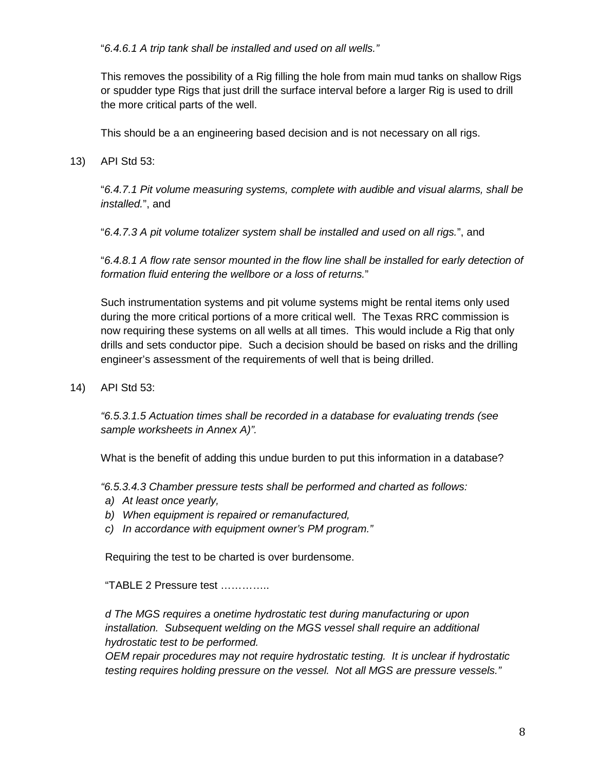"*6.4.6.1 A trip tank shall be installed and used on all wells."*

This removes the possibility of a Rig filling the hole from main mud tanks on shallow Rigs or spudder type Rigs that just drill the surface interval before a larger Rig is used to drill the more critical parts of the well.

This should be a an engineering based decision and is not necessary on all rigs.

13) API Std 53:

"*6.4.7.1 Pit volume measuring systems, complete with audible and visual alarms, shall be installed.*", and

"*6.4.7.3 A pit volume totalizer system shall be installed and used on all rigs.*", and

"*6.4.8.1 A flow rate sensor mounted in the flow line shall be installed for early detection of formation fluid entering the wellbore or a loss of returns.*"

Such instrumentation systems and pit volume systems might be rental items only used during the more critical portions of a more critical well. The Texas RRC commission is now requiring these systems on all wells at all times. This would include a Rig that only drills and sets conductor pipe. Such a decision should be based on risks and the drilling engineer's assessment of the requirements of well that is being drilled.

14) API Std 53:

*"6.5.3.1.5 Actuation times shall be recorded in a database for evaluating trends (see sample worksheets in Annex A)".*

What is the benefit of adding this undue burden to put this information in a database?

*"6.5.3.4.3 Chamber pressure tests shall be performed and charted as follows:*

*a) At least once yearly,*
*b) When equipment is repaired or remanufactured,*
*c) In accordance with equipment owner's PM program."*

Requiring the test to be charted is over burdensome.

"TABLE 2 Pressure test …………..

*d The MGS requires a onetime hydrostatic test during manufacturing or upon installation. Subsequent welding on the MGS vessel shall require an additional hydrostatic test to be performed.*
*OEM repair procedures may not require hydrostatic testing. It is unclear if hydrostatic testing requires holding pressure on the vessel. Not all MGS are pressure vessels."*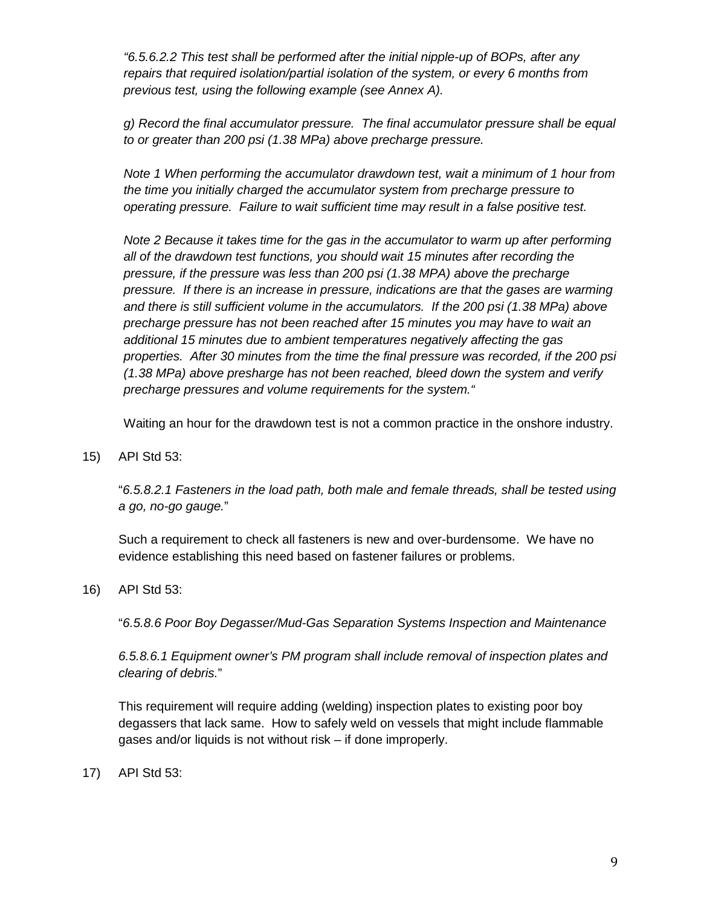*"6.5.6.2.2 This test shall be performed after the initial nipple-up of BOPs, after any repairs that required isolation/partial isolation of the system, or every 6 months from previous test, using the following example (see Annex A).*

*g) Record the final accumulator pressure. The final accumulator pressure shall be equal to or greater than 200 psi (1.38 MPa) above precharge pressure.*

*Note 1 When performing the accumulator drawdown test, wait a minimum of 1 hour from the time you initially charged the accumulator system from precharge pressure to operating pressure. Failure to wait sufficient time may result in a false positive test.*

*Note 2 Because it takes time for the gas in the accumulator to warm up after performing all of the drawdown test functions, you should wait 15 minutes after recording the pressure, if the pressure was less than 200 psi (1.38 MPA) above the precharge pressure. If there is an increase in pressure, indications are that the gases are warming and there is still sufficient volume in the accumulators. If the 200 psi (1.38 MPa) above precharge pressure has not been reached after 15 minutes you may have to wait an additional 15 minutes due to ambient temperatures negatively affecting the gas properties. After 30 minutes from the time the final pressure was recorded, if the 200 psi (1.38 MPa) above presharge has not been reached, bleed down the system and verify precharge pressures and volume requirements for the system."*

Waiting an hour for the drawdown test is not a common practice in the onshore industry.

15) API Std 53:

"*6.5.8.2.1 Fasteners in the load path, both male and female threads, shall be tested using a go, no-go gauge.*"

Such a requirement to check all fasteners is new and over-burdensome. We have no evidence establishing this need based on fastener failures or problems.

16) API Std 53:

"*6.5.8.6 Poor Boy Degasser/Mud-Gas Separation Systems Inspection and Maintenance*

*6.5.8.6.1 Equipment owner's PM program shall include removal of inspection plates and clearing of debris.*"

This requirement will require adding (welding) inspection plates to existing poor boy degassers that lack same. How to safely weld on vessels that might include flammable gases and/or liquids is not without risk – if done improperly.

17) API Std 53: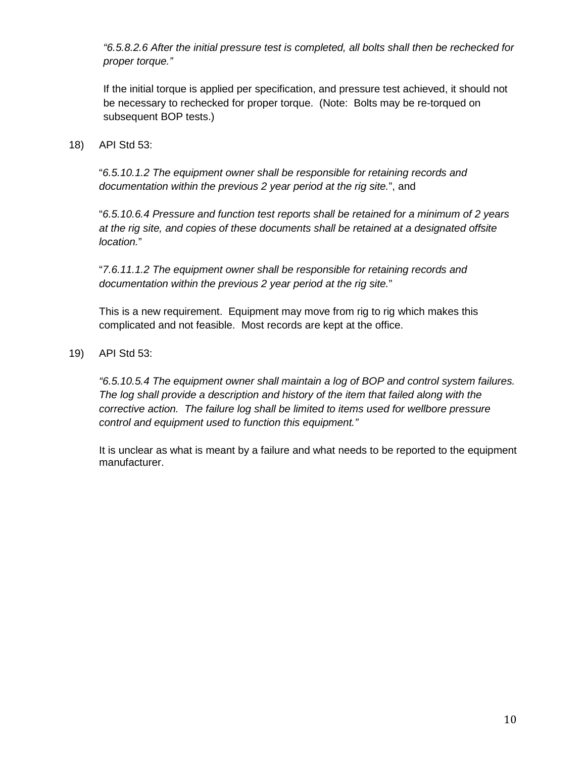*"6.5.8.2.6 After the initial pressure test is completed, all bolts shall then be rechecked for proper torque."*

If the initial torque is applied per specification, and pressure test achieved, it should not be necessary to rechecked for proper torque. (Note: Bolts may be re-torqued on subsequent BOP tests.)

18) API Std 53:

"*6.5.10.1.2 The equipment owner shall be responsible for retaining records and documentation within the previous 2 year period at the rig site.*", and

"*6.5.10.6.4 Pressure and function test reports shall be retained for a minimum of 2 years at the rig site, and copies of these documents shall be retained at a designated offsite location.*"

"*7.6.11.1.2 The equipment owner shall be responsible for retaining records and documentation within the previous 2 year period at the rig site.*"

This is a new requirement. Equipment may move from rig to rig which makes this complicated and not feasible. Most records are kept at the office.

19) API Std 53:

*"6.5.10.5.4 The equipment owner shall maintain a log of BOP and control system failures. The log shall provide a description and history of the item that failed along with the corrective action. The failure log shall be limited to items used for wellbore pressure control and equipment used to function this equipment."*

It is unclear as what is meant by a failure and what needs to be reported to the equipment manufacturer.